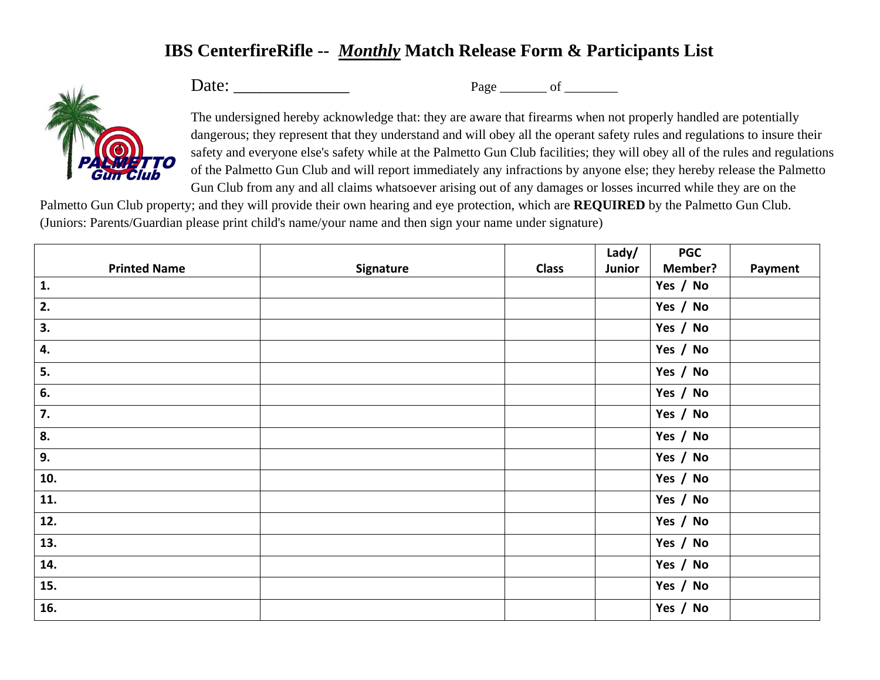# IBS CenterfireRifle -- *Monthly* Match Release Form & Participants List

Date: ______________ Page _______ of ________

The undersigned hereby acknowledge that: they are aware that firearms when not properly handled are potentially dangerous; they represent that they understand and will obey all the operant safety rules and regulations to insure their safety and everyone else's safety while at the Palmetto Gun Club facilities; they will obey all of the rules and regulations of the Palmetto Gun Club and will report immediately any infractions by anyone else; they hereby release the Palmetto Gun Club from any and all claims whatsoever arising out of any damages or losses incurred while they are on the Palmetto Gun Club property; and they will provide their own hearing and eye protection, which are **REQUIRED** by the Palmetto Gun Club. (Juniors: Parents/Guardian please print child's name/your name and then sign your name under signature)

| Printed Name | Signature | Class | Lady/ Junior | PGC Member? | Payment |
|---|---|---|---|---|---|
| 1. | | | | Yes / No | |
| 2. | | | | Yes / No | |
| 3. | | | | Yes / No | |
| 4. | | | | Yes / No | |
| 5. | | | | Yes / No | |
| 6. | | | | Yes / No | |
| 7. | | | | Yes / No | |
| 8. | | | | Yes / No | |
| 9. | | | | Yes / No | |
| 10. | | | | Yes / No | |
| 11. | | | | Yes / No | |
| 12. | | | | Yes / No | |
| 13. | | | | Yes / No | |
| 14. | | | | Yes / No | |
| 15. | | | | Yes / No | |
| 16. | | | | Yes / No | |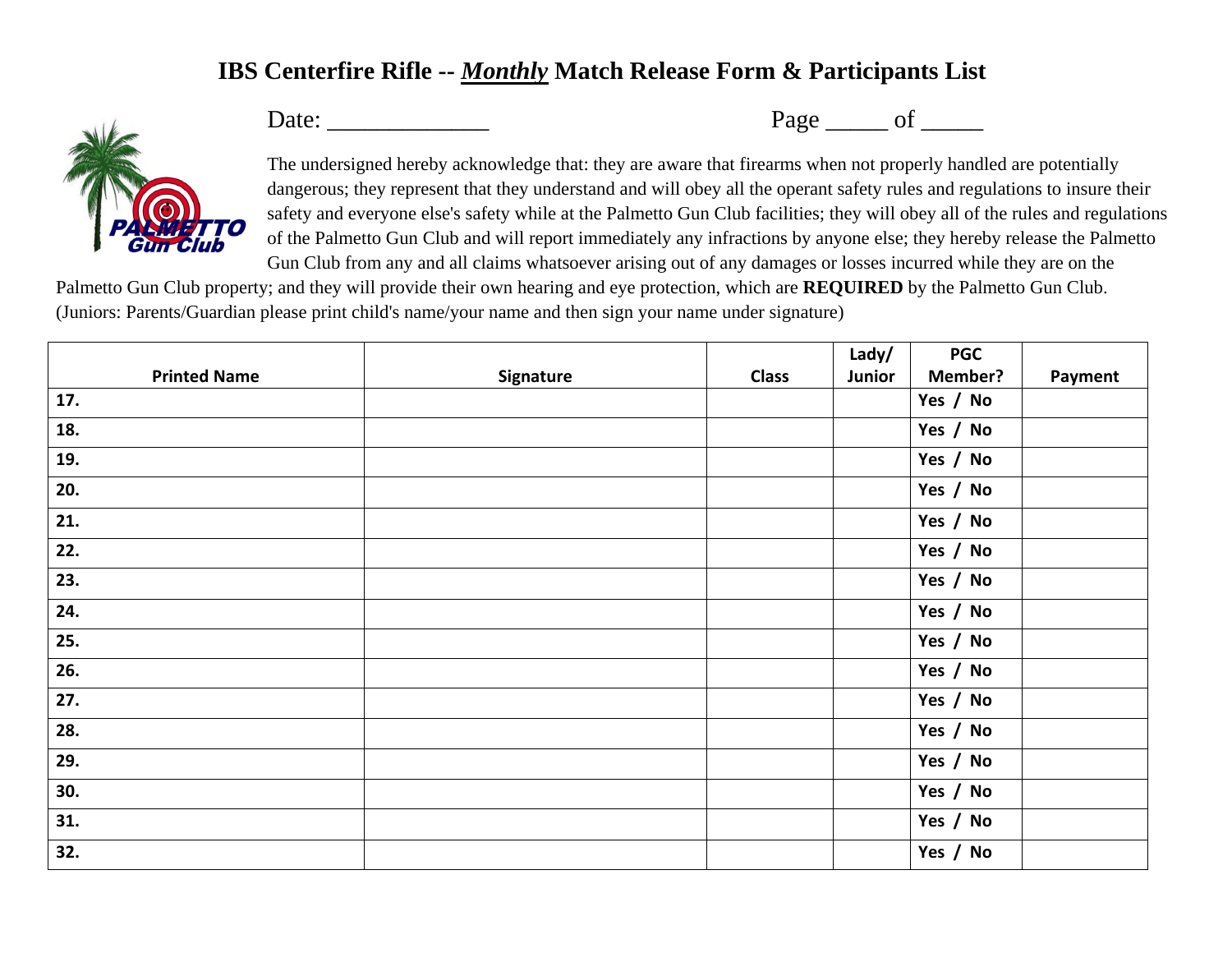# IBS Centerfire Rifle -- *Monthly* Match Release Form & Participants List

Date: _____________ Page _____ of _____

The undersigned hereby acknowledge that: they are aware that firearms when not properly handled are potentially dangerous; they represent that they understand and will obey all the operant safety rules and regulations to insure their safety and everyone else's safety while at the Palmetto Gun Club facilities; they will obey all of the rules and regulations of the Palmetto Gun Club and will report immediately any infractions by anyone else; they hereby release the Palmetto Gun Club from any and all claims whatsoever arising out of any damages or losses incurred while they are on the Palmetto Gun Club property; and they will provide their own hearing and eye protection, which are **REQUIRED** by the Palmetto Gun Club. (Juniors: Parents/Guardian please print child's name/your name and then sign your name under signature)

| Printed Name | Signature | Class | Lady/ Junior | PGC Member? | Payment |
|---|---|---|---|---|---|
| 17. | | | | Yes / No | |
| 18. | | | | Yes / No | |
| 19. | | | | Yes / No | |
| 20. | | | | Yes / No | |
| 21. | | | | Yes / No | |
| 22. | | | | Yes / No | |
| 23. | | | | Yes / No | |
| 24. | | | | Yes / No | |
| 25. | | | | Yes / No | |
| 26. | | | | Yes / No | |
| 27. | | | | Yes / No | |
| 28. | | | | Yes / No | |
| 29. | | | | Yes / No | |
| 30. | | | | Yes / No | |
| 31. | | | | Yes / No | |
| 32. | | | | Yes / No | |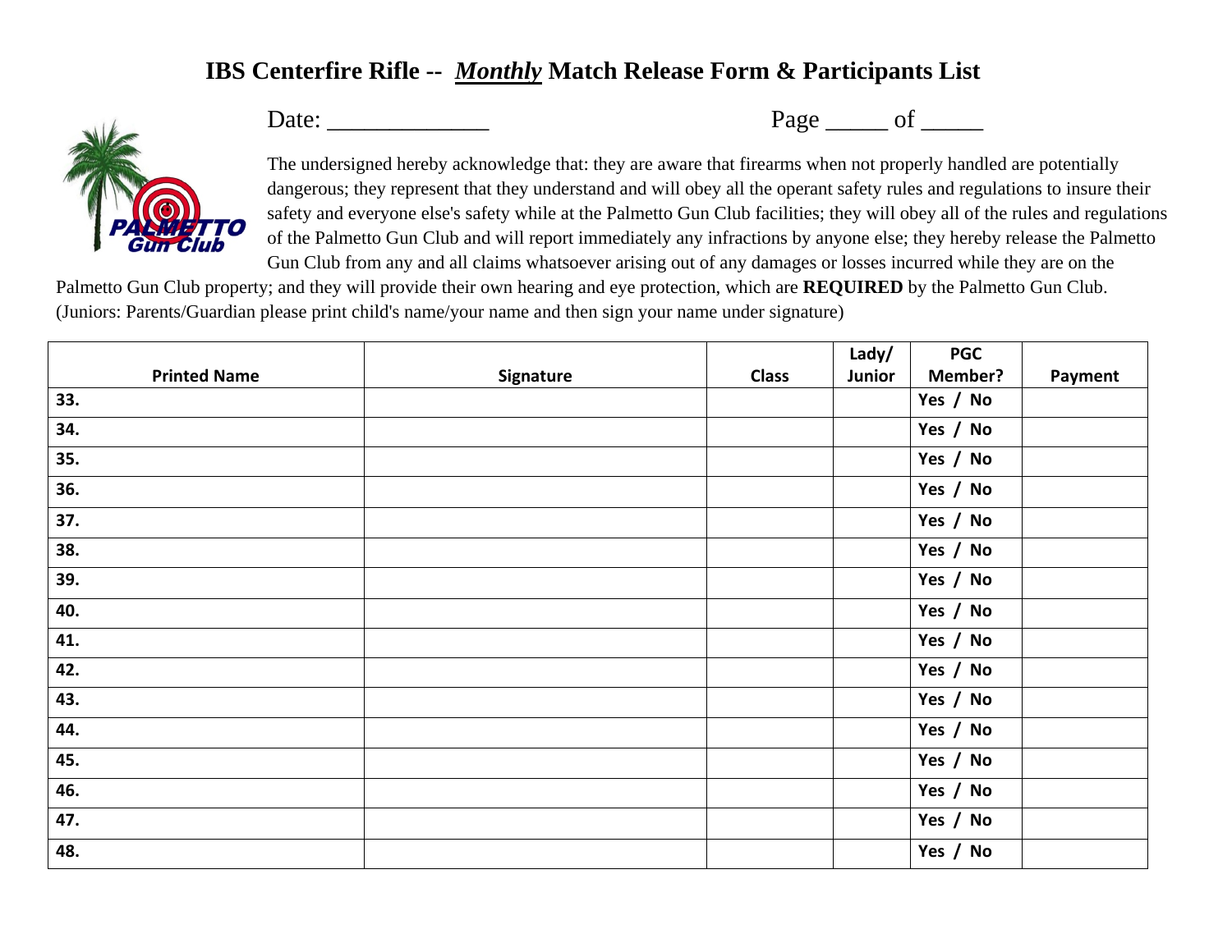# IBS Centerfire Rifle -- *Monthly* Match Release Form & Participants List

Date: _____________ Page _____ of _____

PALMETTO Gun Club

The undersigned hereby acknowledge that: they are aware that firearms when not properly handled are potentially dangerous; they represent that they understand and will obey all the operant safety rules and regulations to insure their safety and everyone else's safety while at the Palmetto Gun Club facilities; they will obey all of the rules and regulations of the Palmetto Gun Club and will report immediately any infractions by anyone else; they hereby release the Palmetto Gun Club from any and all claims whatsoever arising out of any damages or losses incurred while they are on the Palmetto Gun Club property; and they will provide their own hearing and eye protection, which are **REQUIRED** by the Palmetto Gun Club. (Juniors: Parents/Guardian please print child's name/your name and then sign your name under signature)

| Printed Name | Signature | Class | Lady/ Junior | PGC Member? | Payment |
|---|---|---|---|---|---|
| 33. | | | | Yes / No | |
| 34. | | | | Yes / No | |
| 35. | | | | Yes / No | |
| 36. | | | | Yes / No | |
| 37. | | | | Yes / No | |
| 38. | | | | Yes / No | |
| 39. | | | | Yes / No | |
| 40. | | | | Yes / No | |
| 41. | | | | Yes / No | |
| 42. | | | | Yes / No | |
| 43. | | | | Yes / No | |
| 44. | | | | Yes / No | |
| 45. | | | | Yes / No | |
| 46. | | | | Yes / No | |
| 47. | | | | Yes / No | |
| 48. | | | | Yes / No | |